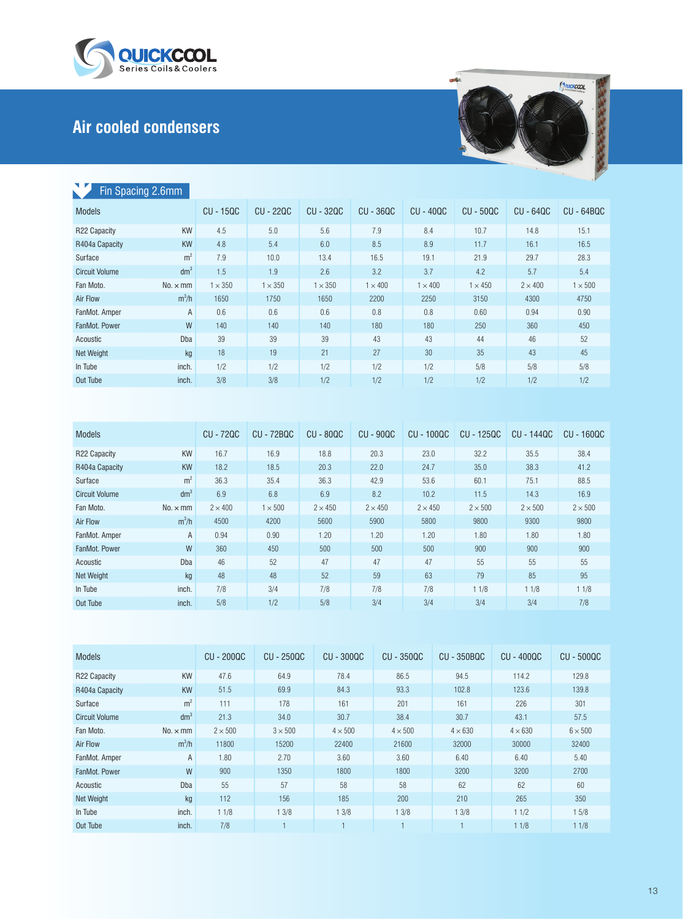QUICKCOOL
Series Coils & Coolers

# Air cooled condensers

## Fin Spacing 2.6mm

| Models | | CU - 15QC | CU - 22QC | CU - 32QC | CU - 36QC | CU - 40QC | CU - 50QC | CU - 64QC | CU - 64BQC |
|---|---|---|---|---|---|---|---|---|---|
| R22 Capacity | KW | 4.5 | 5.0 | 5.6 | 7.9 | 8.4 | 10.7 | 14.8 | 15.1 |
| R404a Capacity | KW | 4.8 | 5.4 | 6.0 | 8.5 | 8.9 | 11.7 | 16.1 | 16.5 |
| Surface | $m^2$ | 7.9 | 10.0 | 13.4 | 16.5 | 19.1 | 21.9 | 29.7 | 28.3 |
| Circuit Volume | $dm^3$ | 1.5 | 1.9 | 2.6 | 3.2 | 3.7 | 4.2 | 5.7 | 5.4 |
| Fan Moto. | No. × mm | 1 × 350 | 1 × 350 | 1 × 350 | 1 × 400 | 1 × 400 | 1 × 450 | 2 × 400 | 1 × 500 |
| Air Flow | $m^3/h$ | 1650 | 1750 | 1650 | 2200 | 2250 | 3150 | 4300 | 4750 |
| FanMot. Amper | A | 0.6 | 0.6 | 0.6 | 0.8 | 0.8 | 0.60 | 0.94 | 0.90 |
| FanMot. Power | W | 140 | 140 | 140 | 180 | 180 | 250 | 360 | 450 |
| Acoustic | Dba | 39 | 39 | 39 | 43 | 43 | 44 | 46 | 52 |
| Net Weight | kg | 18 | 19 | 21 | 27 | 30 | 35 | 43 | 45 |
| In Tube | inch. | 1/2 | 1/2 | 1/2 | 1/2 | 1/2 | 5/8 | 5/8 | 5/8 |
| Out Tube | inch. | 3/8 | 3/8 | 1/2 | 1/2 | 1/2 | 1/2 | 1/2 | 1/2 |

| Models | | CU - 72QC | CU - 72BQC | CU - 80QC | CU - 90QC | CU - 100QC | CU - 125QC | CU - 144QC | CU - 160QC |
|---|---|---|---|---|---|---|---|---|---|
| R22 Capacity | KW | 16.7 | 16.9 | 18.8 | 20.3 | 23.0 | 32.2 | 35.5 | 38.4 |
| R404a Capacity | KW | 18.2 | 18.5 | 20.3 | 22.0 | 24.7 | 35.0 | 38.3 | 41.2 |
| Surface | $m^2$ | 36.3 | 35.4 | 36.3 | 42.9 | 53.6 | 60.1 | 75.1 | 88.5 |
| Circuit Volume | $dm^3$ | 6.9 | 6.8 | 6.9 | 8.2 | 10.2 | 11.5 | 14.3 | 16.9 |
| Fan Moto. | No. × mm | 2 × 400 | 1 × 500 | 2 × 450 | 2 × 450 | 2 × 450 | 2 × 500 | 2 × 500 | 2 × 500 |
| Air Flow | $m^3/h$ | 4500 | 4200 | 5600 | 5900 | 5800 | 9800 | 9300 | 9800 |
| FanMot. Amper | A | 0.94 | 0.90 | 1.20 | 1.20 | 1.20 | 1.80 | 1.80 | 1.80 |
| FanMot. Power | W | 360 | 450 | 500 | 500 | 500 | 900 | 900 | 900 |
| Acoustic | Dba | 46 | 52 | 47 | 47 | 47 | 55 | 55 | 55 |
| Net Weight | kg | 48 | 48 | 52 | 59 | 63 | 79 | 85 | 95 |
| In Tube | inch. | 7/8 | 3/4 | 7/8 | 7/8 | 7/8 | 1 1/8 | 1 1/8 | 1 1/8 |
| Out Tube | inch. | 5/8 | 1/2 | 5/8 | 3/4 | 3/4 | 3/4 | 3/4 | 7/8 |

| Models | | CU - 200QC | CU - 250QC | CU - 300QC | CU - 350QC | CU - 350BQC | CU - 400QC | CU - 500QC |
|---|---|---|---|---|---|---|---|---|
| R22 Capacity | KW | 47.6 | 64.9 | 78.4 | 86.5 | 94.5 | 114.2 | 129.8 |
| R404a Capacity | KW | 51.5 | 69.9 | 84.3 | 93.3 | 102.8 | 123.6 | 139.8 |
| Surface | $m^2$ | 111 | 178 | 161 | 201 | 161 | 226 | 301 |
| Circuit Volume | $dm^3$ | 21.3 | 34.0 | 30.7 | 38.4 | 30.7 | 43.1 | 57.5 |
| Fan Moto. | No. × mm | 2 × 500 | 3 × 500 | 4 × 500 | 4 × 500 | 4 × 630 | 4 × 630 | 6 × 500 |
| Air Flow | $m^3/h$ | 11800 | 15200 | 22400 | 21600 | 32000 | 30000 | 32400 |
| FanMot. Amper | A | 1.80 | 2.70 | 3.60 | 3.60 | 6.40 | 6.40 | 5.40 |
| FanMot. Power | W | 900 | 1350 | 1800 | 1800 | 3200 | 3200 | 2700 |
| Acoustic | Dba | 55 | 57 | 58 | 58 | 62 | 62 | 60 |
| Net Weight | kg | 112 | 156 | 185 | 200 | 210 | 265 | 350 |
| In Tube | inch. | 1 1/8 | 1 3/8 | 1 3/8 | 1 3/8 | 1 3/8 | 1 1/2 | 1 5/8 |
| Out Tube | inch. | 7/8 | 1 | 1 | 1 | 1 | 1 1/8 | 1 1/8 |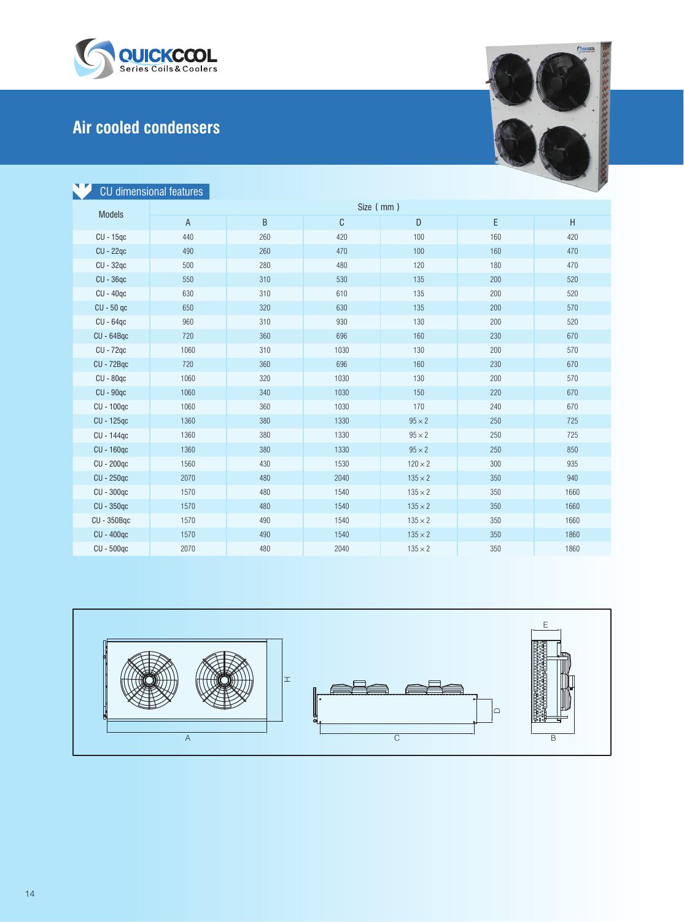# Air cooled condensers

## CU dimensional features

| Models | Size ( mm ) | | | | | |
|---|---|---|---|---|---|---|
| | A | B | C | D | E | H |
| CU - 15qc | 440 | 260 | 420 | 100 | 160 | 420 |
| CU - 22qc | 490 | 260 | 470 | 100 | 160 | 470 |
| CU - 32qc | 500 | 280 | 480 | 120 | 180 | 470 |
| CU - 36qc | 550 | 310 | 530 | 135 | 200 | 520 |
| CU - 40qc | 630 | 310 | 610 | 135 | 200 | 520 |
| CU - 50 qc | 650 | 320 | 630 | 135 | 200 | 570 |
| CU - 64qc | 960 | 310 | 930 | 130 | 200 | 520 |
| CU - 64Bqc | 720 | 360 | 696 | 160 | 230 | 670 |
| CU - 72qc | 1060 | 310 | 1030 | 130 | 200 | 570 |
| CU - 72Bqc | 720 | 360 | 696 | 160 | 230 | 670 |
| CU - 80qc | 1060 | 320 | 1030 | 130 | 200 | 570 |
| CU - 90qc | 1060 | 340 | 1030 | 150 | 220 | 670 |
| CU - 100qc | 1060 | 360 | 1030 | 170 | 240 | 670 |
| CU - 125qc | 1360 | 380 | 1330 | 95 × 2 | 250 | 725 |
| CU - 144qc | 1360 | 380 | 1330 | 95 × 2 | 250 | 725 |
| CU - 160qc | 1360 | 380 | 1330 | 95 × 2 | 250 | 850 |
| CU - 200qc | 1560 | 430 | 1530 | 120 × 2 | 300 | 935 |
| CU - 250qc | 2070 | 480 | 2040 | 135 × 2 | 350 | 940 |
| CU - 300qc | 1570 | 480 | 1540 | 135 × 2 | 350 | 1660 |
| CU - 350qc | 1570 | 480 | 1540 | 135 × 2 | 350 | 1660 |
| CU - 350Bqc | 1570 | 490 | 1540 | 135 × 2 | 350 | 1660 |
| CU - 400qc | 1570 | 490 | 1540 | 135 × 2 | 350 | 1860 |
| CU - 500qc | 2070 | 480 | 2040 | 135 × 2 | 350 | 1860 |

E

H

D

A

C

B